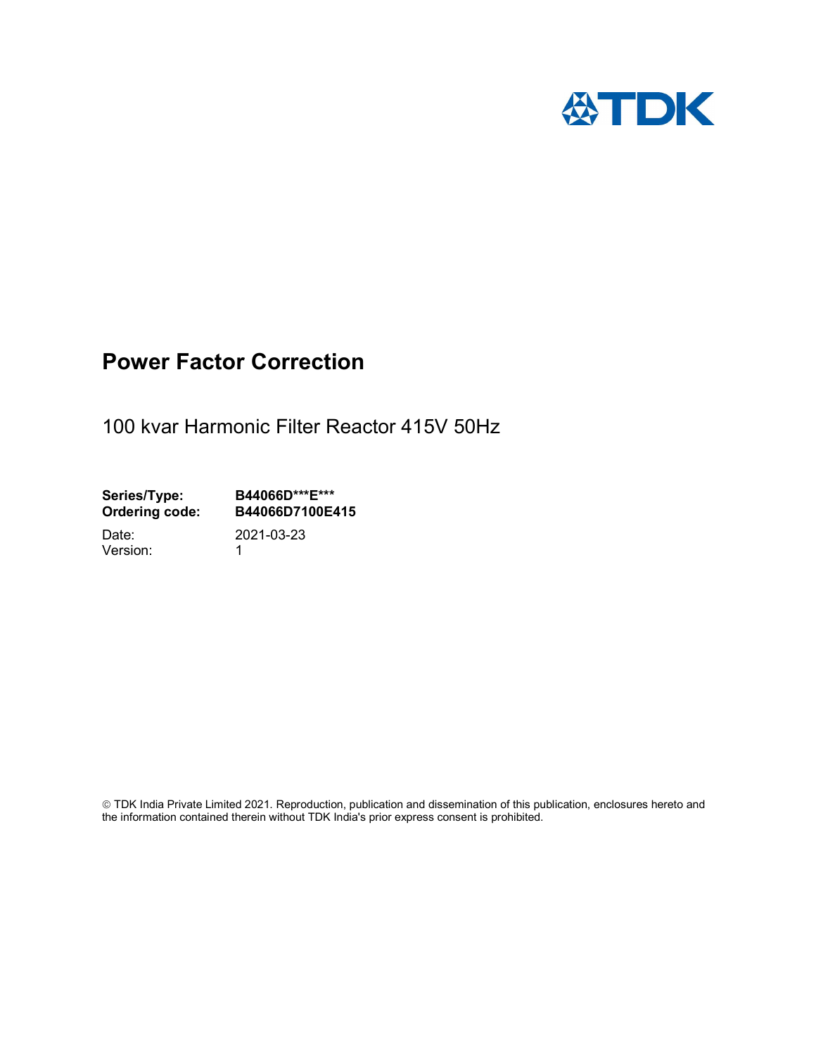TDK

# Power Factor Correction

100 kvar Harmonic Filter Reactor 415V 50Hz

**Series/Type:** **B44066D***E*****
**Ordering code:** **B44066D7100E415**

Date: 2021-03-23
Version: 1

© TDK India Private Limited 2021. Reproduction, publication and dissemination of this publication, enclosures hereto and the information contained therein without TDK India's prior express consent is prohibited.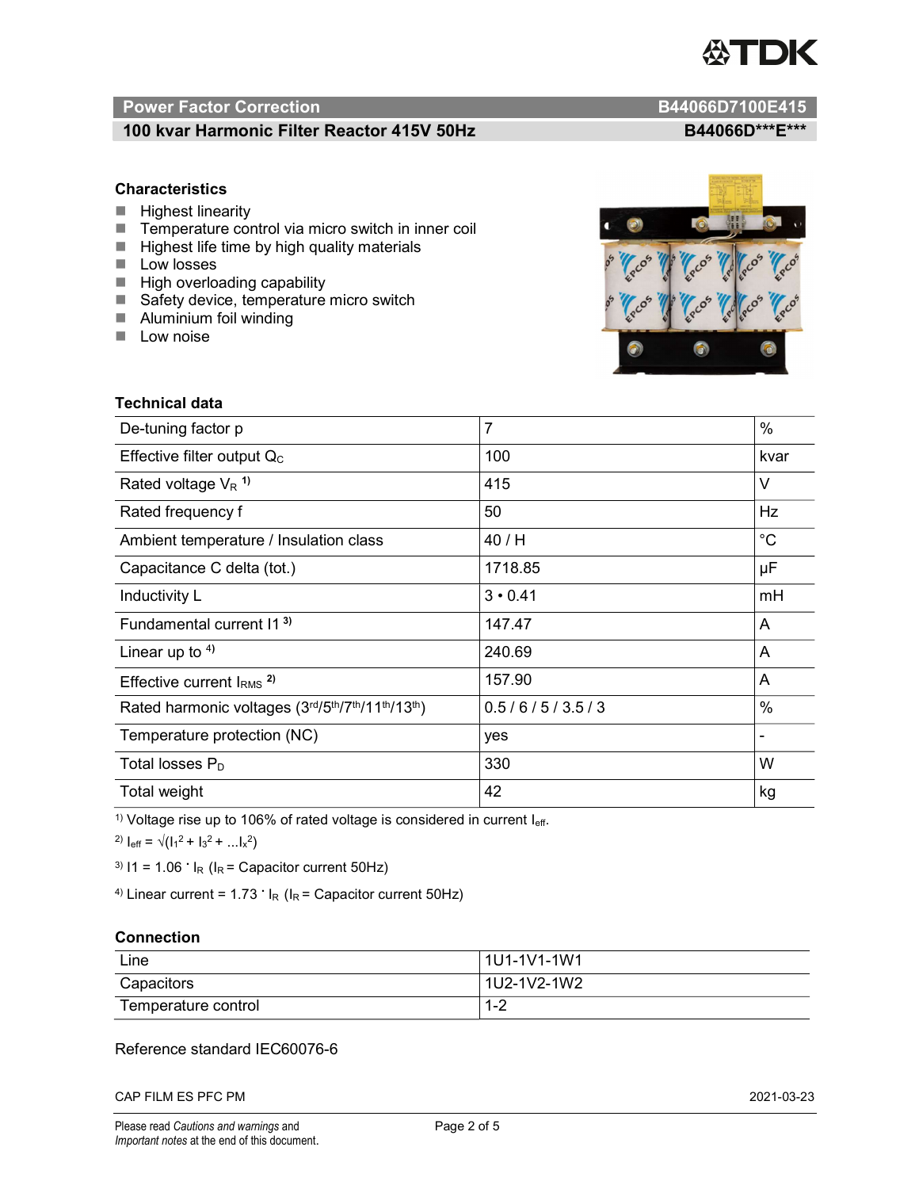## Power Factor Correction — B44066D7100E415

### 100 kvar Harmonic Filter Reactor 415V 50Hz — B44066D***E***

### Characteristics

- Highest linearity
- Temperature control via micro switch in inner coil
- Highest life time by high quality materials
- Low losses
- High overloading capability
- Safety device, temperature micro switch
- Aluminium foil winding
- Low noise

### Technical data

| Parameter | Value | Unit |
|---|---|---|
| De-tuning factor p | 7 | % |
| Effective filter output $Q_C$ | 100 | kvar |
| Rated voltage $V_R$ [1] | 415 | V |
| Rated frequency f | 50 | Hz |
| Ambient temperature / Insulation class | 40 / H | °C |
| Capacitance C delta (tot.) | 1718.85 | µF |
| Inductivity L | 3 • 0.41 | mH |
| Fundamental current I1 [3] | 147.47 | A |
| Linear up to [4] | 240.69 | A |
| Effective current $I_{RMS}$ [2] | 157.90 | A |
| Rated harmonic voltages (3rd/5th/7th/11th/13th) | 0.5 / 6 / 5 / 3.5 / 3 | % |
| Temperature protection (NC) | yes | - |
| Total losses $P_D$ | 330 | W |
| Total weight | 42 | kg |

[1] Voltage rise up to 106% of rated voltage is considered in current $I_{eff}$.

[2] $I_{eff} = \sqrt{(I_1^2 + I_3^2 + \ldots I_x^2)}$

[3] $I1 = 1.06 \cdot I_R$ ($I_R$ = Capacitor current 50Hz)

[4] Linear current = $1.73 \cdot I_R$ ($I_R$ = Capacitor current 50Hz)

### Connection

| Line | 1U1-1V1-1W1 |
|---|---|
| Capacitors | 1U2-1V2-1W2 |
| Temperature control | 1-2 |

Reference standard IEC60076-6

CAP FILM ES PFC PM — 2021-03-23

Please read *Cautions and warnings* and *Important notes* at the end of this document.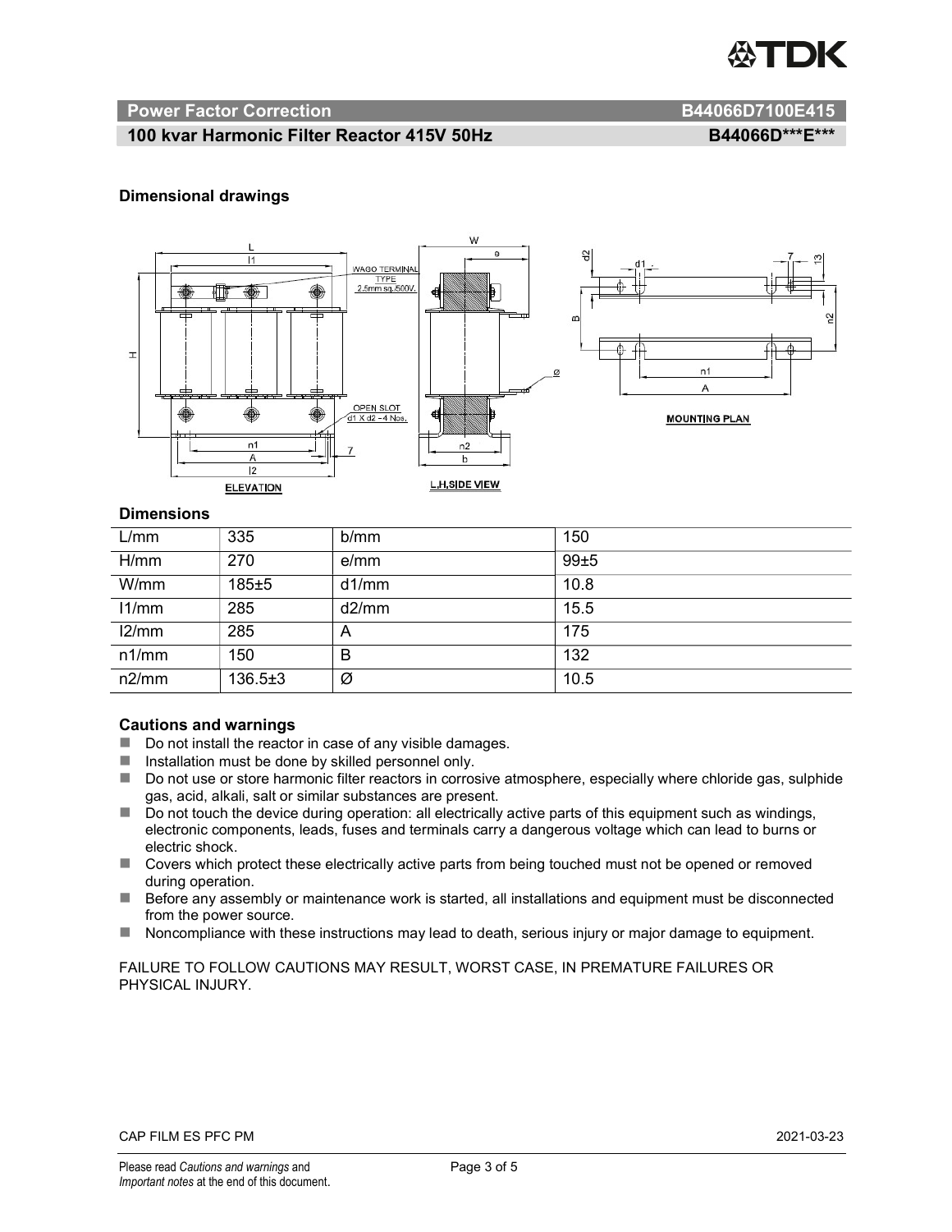## Power Factor Correction B44066D7100E415

### 100 kvar Harmonic Filter Reactor 415V 50Hz B44066D\*\*\*E\*\*\*

### Dimensional drawings

### Dimensions

| L/mm | 335 | b/mm | 150 |
|---|---|---|---|
| H/mm | 270 | e/mm | 99±5 |
| W/mm | 185±5 | d1/mm | 10.8 |
| l1/mm | 285 | d2/mm | 15.5 |
| l2/mm | 285 | A | 175 |
| n1/mm | 150 | B | 132 |
| n2/mm | 136.5±3 | Ø | 10.5 |

### Cautions and warnings

- Do not install the reactor in case of any visible damages.
- Installation must be done by skilled personnel only.
- Do not use or store harmonic filter reactors in corrosive atmosphere, especially where chloride gas, sulphide gas, acid, alkali, salt or similar substances are present.
- Do not touch the device during operation: all electrically active parts of this equipment such as windings, electronic components, leads, fuses and terminals carry a dangerous voltage which can lead to burns or electric shock.
- Covers which protect these electrically active parts from being touched must not be opened or removed during operation.
- Before any assembly or maintenance work is started, all installations and equipment must be disconnected from the power source.
- Noncompliance with these instructions may lead to death, serious injury or major damage to equipment.

FAILURE TO FOLLOW CAUTIONS MAY RESULT, WORST CASE, IN PREMATURE FAILURES OR PHYSICAL INJURY.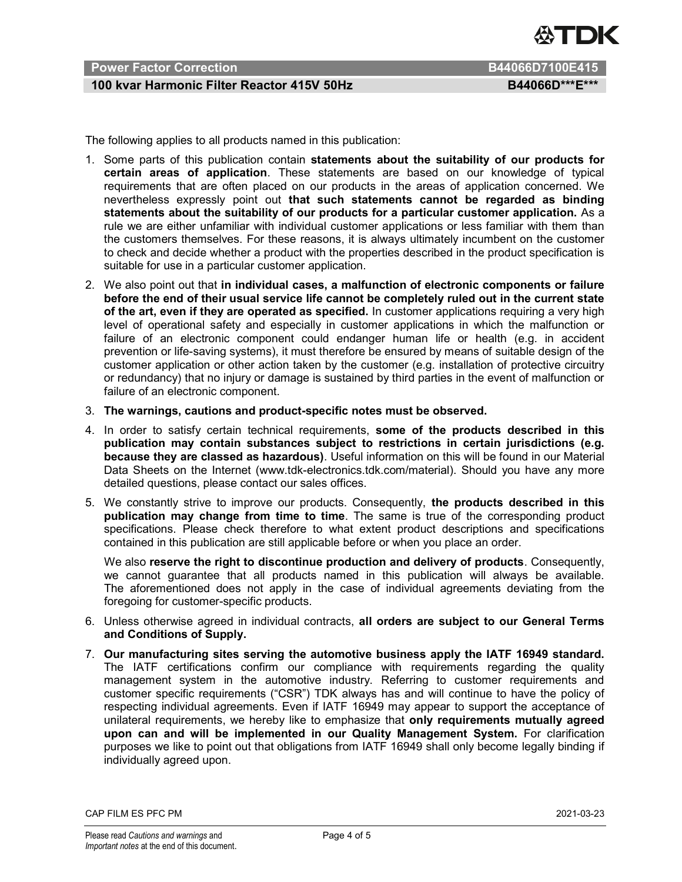The following applies to all products named in this publication:

1. Some parts of this publication contain **statements about the suitability of our products for certain areas of application**. These statements are based on our knowledge of typical requirements that are often placed on our products in the areas of application concerned. We nevertheless expressly point out **that such statements cannot be regarded as binding statements about the suitability of our products for a particular customer application.** As a rule we are either unfamiliar with individual customer applications or less familiar with them than the customers themselves. For these reasons, it is always ultimately incumbent on the customer to check and decide whether a product with the properties described in the product specification is suitable for use in a particular customer application.
2. We also point out that **in individual cases, a malfunction of electronic components or failure before the end of their usual service life cannot be completely ruled out in the current state of the art, even if they are operated as specified.** In customer applications requiring a very high level of operational safety and especially in customer applications in which the malfunction or failure of an electronic component could endanger human life or health (e.g. in accident prevention or life-saving systems), it must therefore be ensured by means of suitable design of the customer application or other action taken by the customer (e.g. installation of protective circuitry or redundancy) that no injury or damage is sustained by third parties in the event of malfunction or failure of an electronic component.
3. **The warnings, cautions and product-specific notes must be observed.**
4. In order to satisfy certain technical requirements, **some of the products described in this publication may contain substances subject to restrictions in certain jurisdictions (e.g. because they are classed as hazardous)**. Useful information on this will be found in our Material Data Sheets on the Internet (www.tdk-electronics.tdk.com/material). Should you have any more detailed questions, please contact our sales offices.
5. We constantly strive to improve our products. Consequently, **the products described in this publication may change from time to time**. The same is true of the corresponding product specifications. Please check therefore to what extent product descriptions and specifications contained in this publication are still applicable before or when you place an order.

   We also **reserve the right to discontinue production and delivery of products**. Consequently, we cannot guarantee that all products named in this publication will always be available. The aforementioned does not apply in the case of individual agreements deviating from the foregoing for customer-specific products.
6. Unless otherwise agreed in individual contracts, **all orders are subject to our General Terms and Conditions of Supply.**
7. **Our manufacturing sites serving the automotive business apply the IATF 16949 standard.** The IATF certifications confirm our compliance with requirements regarding the quality management system in the automotive industry. Referring to customer requirements and customer specific requirements ("CSR") TDK always has and will continue to have the policy of respecting individual agreements. Even if IATF 16949 may appear to support the acceptance of unilateral requirements, we hereby like to emphasize that **only requirements mutually agreed upon can and will be implemented in our Quality Management System.** For clarification purposes we like to point out that obligations from IATF 16949 shall only become legally binding if individually agreed upon.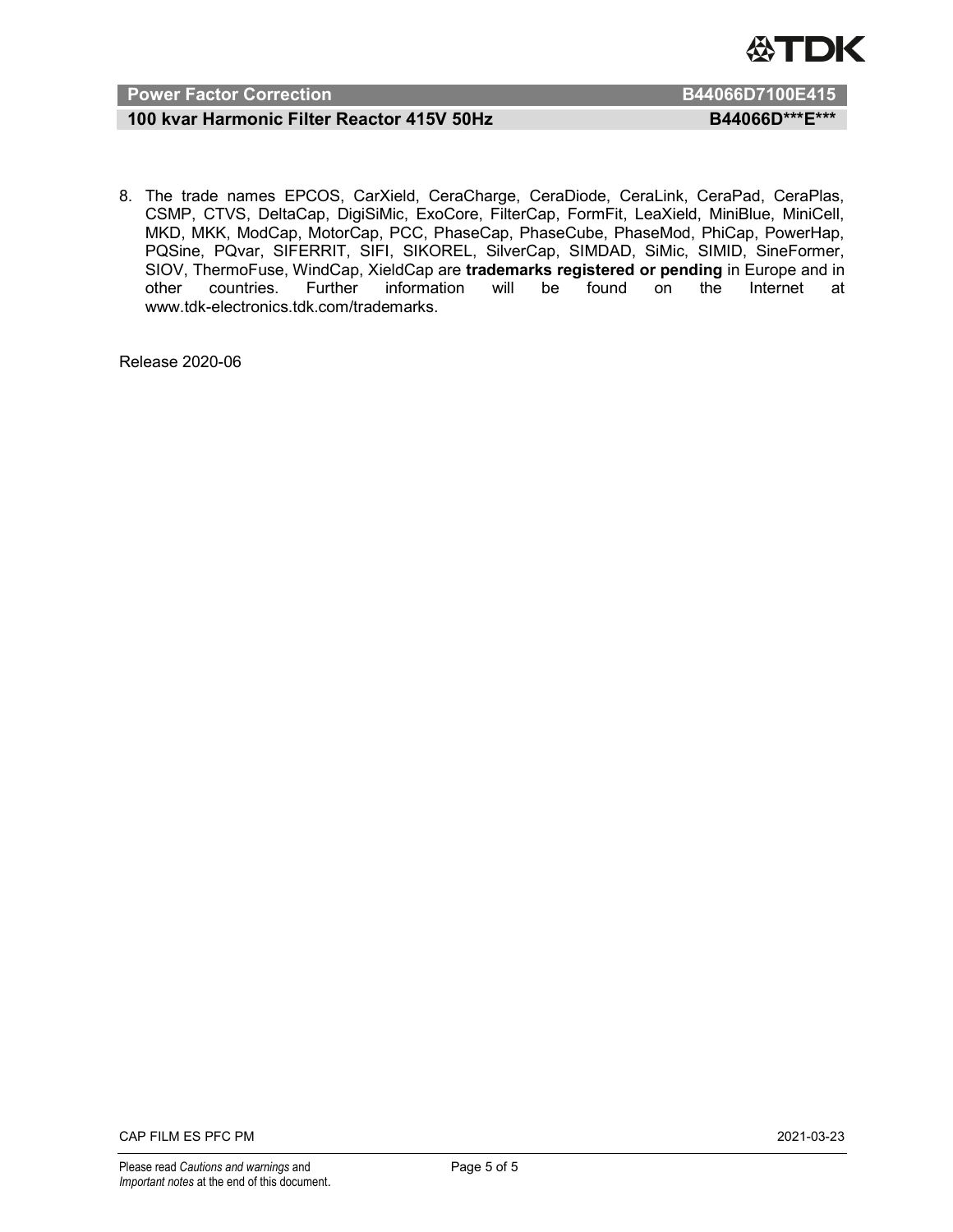8. The trade names EPCOS, CarXield, CeraCharge, CeraDiode, CeraLink, CeraPad, CeraPlas, CSMP, CTVS, DeltaCap, DigiSiMic, ExoCore, FilterCap, FormFit, LeaXield, MiniBlue, MiniCell, MKD, MKK, ModCap, MotorCap, PCC, PhaseCap, PhaseCube, PhaseMod, PhiCap, PowerHap, PQSine, PQvar, SIFERRIT, SIFI, SIKOREL, SilverCap, SIMDAD, SiMic, SIMID, SineFormer, SIOV, ThermoFuse, WindCap, XieldCap are **trademarks registered or pending** in Europe and in other countries. Further information will be found on the Internet at www.tdk-electronics.tdk.com/trademarks.

Release 2020-06